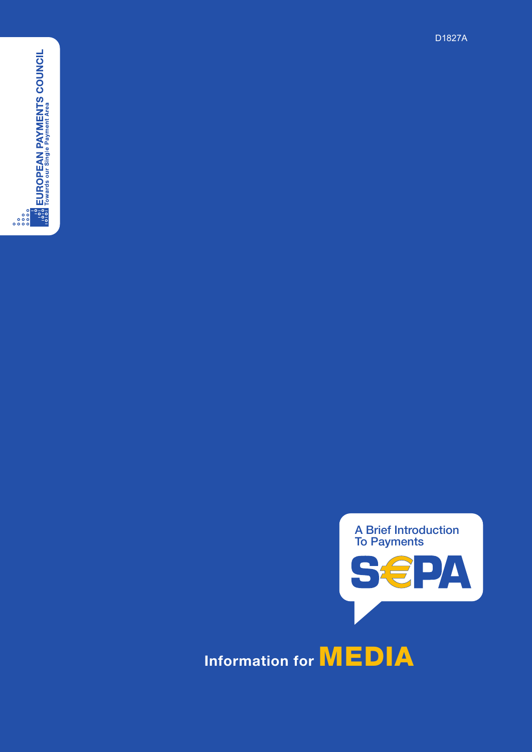D1827A

EUROPEAN PAYMENTS COUNCIL

Towards our Single Payment Area

# A Brief Introduction To Payments

# SEPA

## Information for MEDIA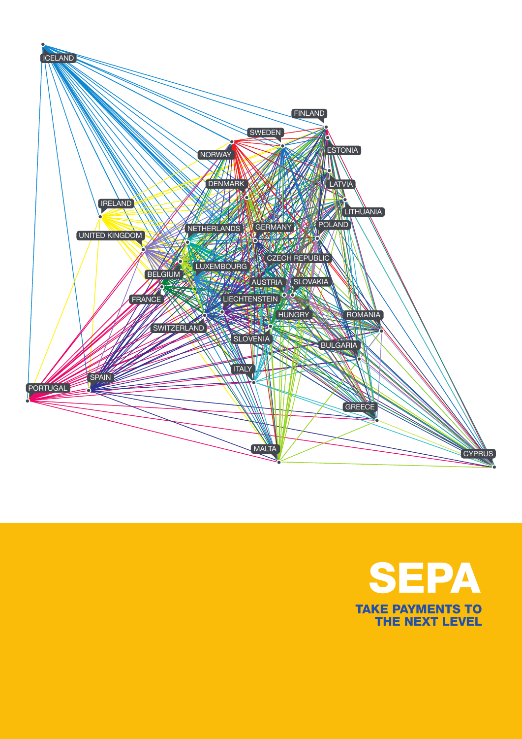ICELAND

FINLAND

SWEDEN

ESTONIA

NORWAY

DENMARK

LATVIA

IRELAND

LITHUANIA

NETHERLANDS

GERMANY

POLAND

UNITED KINGDOM

CZECH REPUBLIC

LUXEMBOURG

BELGIUM

AUSTRIA

SLOVAKIA

FRANCE

LIECHTENSTEIN

HUNGRY

ROMANIA

SWITZERLAND

SLOVENIA

BULGARIA

ITALY

SPAIN

PORTUGAL

GREECE

MALTA

CYPRUS

# SEPA

## TAKE PAYMENTS TO THE NEXT LEVEL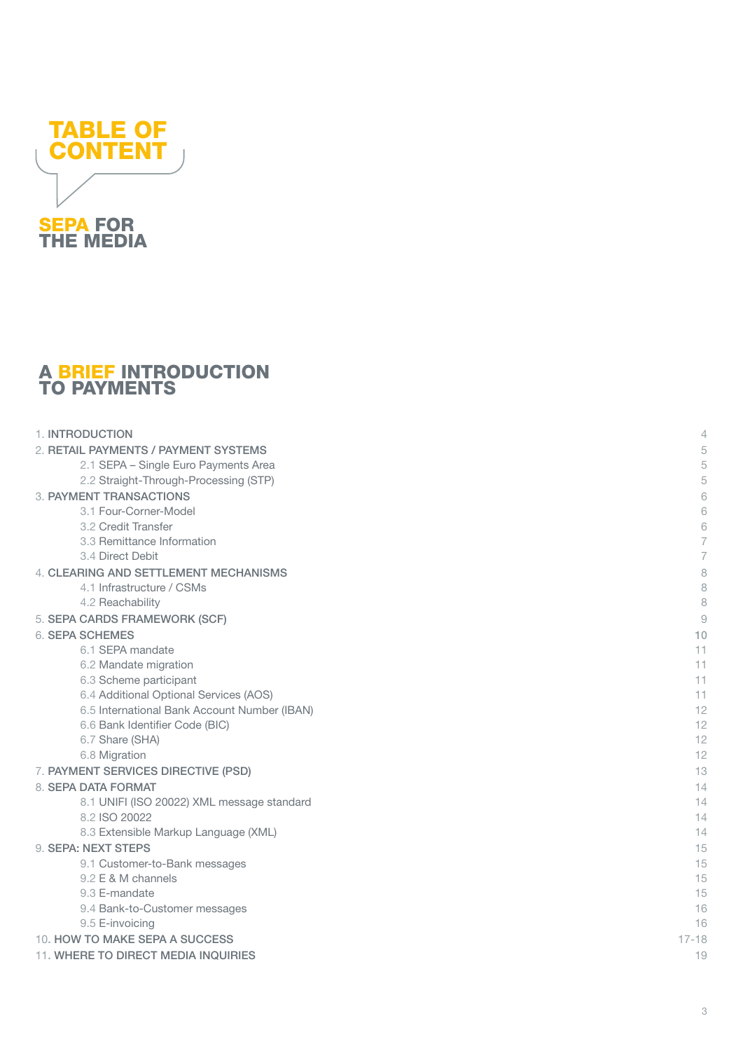# TABLE OF CONTENT

## SEPA FOR THE MEDIA

## A BRIEF INTRODUCTION TO PAYMENTS

| | |
|---|---|
| 1. INTRODUCTION | 4 |
| 2. RETAIL PAYMENTS / PAYMENT SYSTEMS | 5 |
| 2.1 SEPA – Single Euro Payments Area | 5 |
| 2.2 Straight-Through-Processing (STP) | 5 |
| 3. PAYMENT TRANSACTIONS | 6 |
| 3.1 Four-Corner-Model | 6 |
| 3.2 Credit Transfer | 6 |
| 3.3 Remittance Information | 7 |
| 3.4 Direct Debit | 7 |
| 4. CLEARING AND SETTLEMENT MECHANISMS | 8 |
| 4.1 Infrastructure / CSMs | 8 |
| 4.2 Reachability | 8 |
| 5. SEPA CARDS FRAMEWORK (SCF) | 9 |
| 6. SEPA SCHEMES | 10 |
| 6.1 SEPA mandate | 11 |
| 6.2 Mandate migration | 11 |
| 6.3 Scheme participant | 11 |
| 6.4 Additional Optional Services (AOS) | 11 |
| 6.5 International Bank Account Number (IBAN) | 12 |
| 6.6 Bank Identifier Code (BIC) | 12 |
| 6.7 Share (SHA) | 12 |
| 6.8 Migration | 12 |
| 7. PAYMENT SERVICES DIRECTIVE (PSD) | 13 |
| 8. SEPA DATA FORMAT | 14 |
| 8.1 UNIFI (ISO 20022) XML message standard | 14 |
| 8.2 ISO 20022 | 14 |
| 8.3 Extensible Markup Language (XML) | 14 |
| 9. SEPA: NEXT STEPS | 15 |
| 9.1 Customer-to-Bank messages | 15 |
| 9.2 E & M channels | 15 |
| 9.3 E-mandate | 15 |
| 9.4 Bank-to-Customer messages | 16 |
| 9.5 E-invoicing | 16 |
| 10. HOW TO MAKE SEPA A SUCCESS | 17-18 |
| 11. WHERE TO DIRECT MEDIA INQUIRIES | 19 |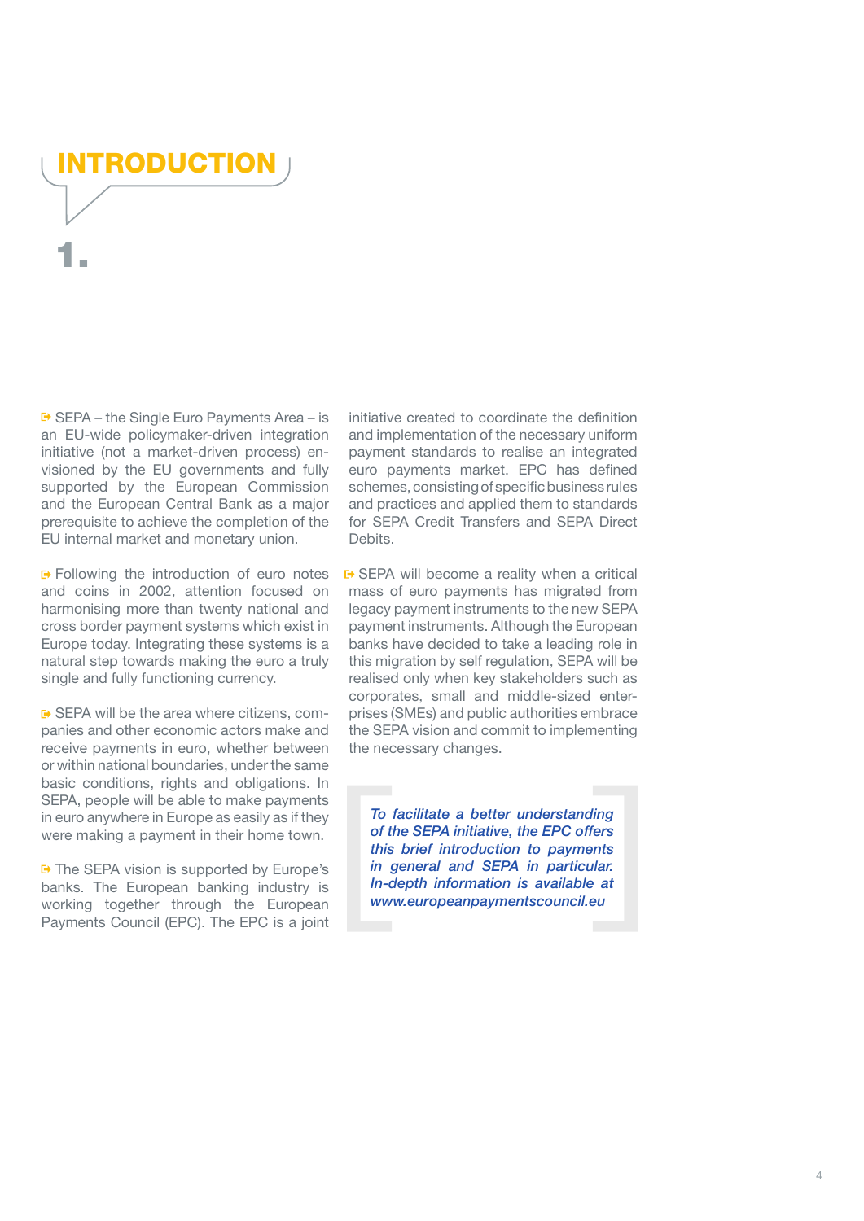# INTRODUCTION

# 1.

SEPA – the Single Euro Payments Area – is an EU-wide policymaker-driven integration initiative (not a market-driven process) envisioned by the EU governments and fully supported by the European Commission and the European Central Bank as a major prerequisite to achieve the completion of the EU internal market and monetary union.

Following the introduction of euro notes and coins in 2002, attention focused on harmonising more than twenty national and cross border payment systems which exist in Europe today. Integrating these systems is a natural step towards making the euro a truly single and fully functioning currency.

SEPA will be the area where citizens, companies and other economic actors make and receive payments in euro, whether between or within national boundaries, under the same basic conditions, rights and obligations. In SEPA, people will be able to make payments in euro anywhere in Europe as easily as if they were making a payment in their home town.

The SEPA vision is supported by Europe's banks. The European banking industry is working together through the European Payments Council (EPC). The EPC is a joint initiative created to coordinate the definition and implementation of the necessary uniform payment standards to realise an integrated euro payments market. EPC has defined schemes, consisting of specific business rules and practices and applied them to standards for SEPA Credit Transfers and SEPA Direct Debits.

SEPA will become a reality when a critical mass of euro payments has migrated from legacy payment instruments to the new SEPA payment instruments. Although the European banks have decided to take a leading role in this migration by self regulation, SEPA will be realised only when key stakeholders such as corporates, small and middle-sized enterprises (SMEs) and public authorities embrace the SEPA vision and commit to implementing the necessary changes.

*To facilitate a better understanding of the SEPA initiative, the EPC offers this brief introduction to payments in general and SEPA in particular. In-depth information is available at www.europeanpaymentscouncil.eu*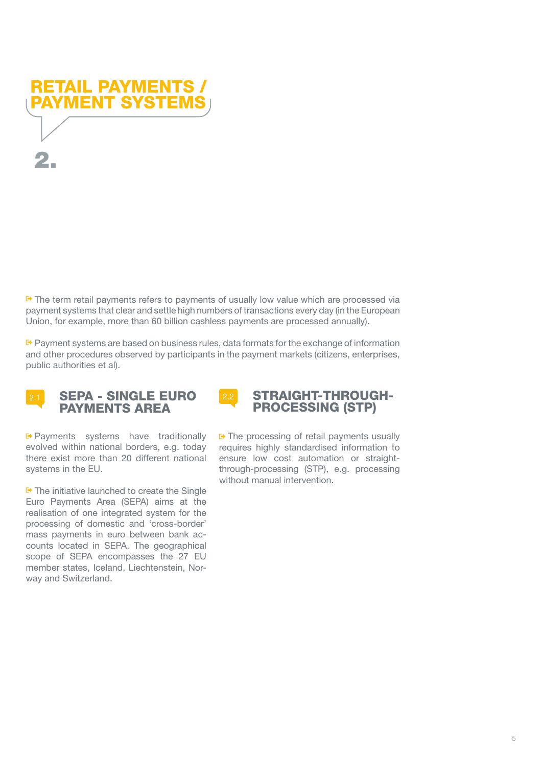# RETAIL PAYMENTS / PAYMENT SYSTEMS

# 2.

The term retail payments refers to payments of usually low value which are processed via payment systems that clear and settle high numbers of transactions every day (in the European Union, for example, more than 60 billion cashless payments are processed annually).

Payment systems are based on business rules, data formats for the exchange of information and other procedures observed by participants in the payment markets (citizens, enterprises, public authorities et al).

## 2.1 SEPA - SINGLE EURO PAYMENTS AREA

Payments systems have traditionally evolved within national borders, e.g. today there exist more than 20 different national systems in the EU.

The initiative launched to create the Single Euro Payments Area (SEPA) aims at the realisation of one integrated system for the processing of domestic and 'cross-border' mass payments in euro between bank accounts located in SEPA. The geographical scope of SEPA encompasses the 27 EU member states, Iceland, Liechtenstein, Norway and Switzerland.

## 2.2 STRAIGHT-THROUGH-PROCESSING (STP)

The processing of retail payments usually requires highly standardised information to ensure low cost automation or straight-through-processing (STP), e.g. processing without manual intervention.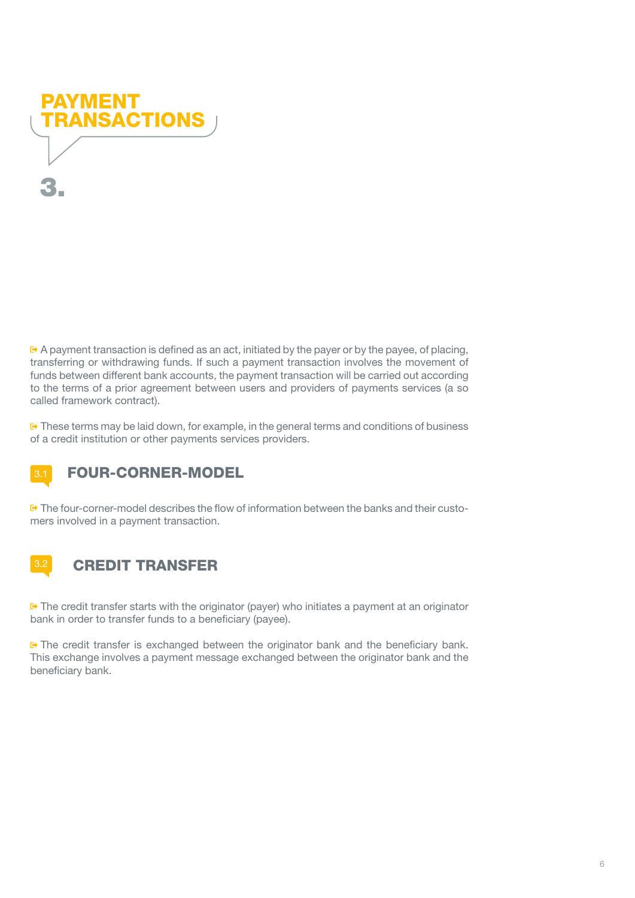# PAYMENT TRANSACTIONS

# 3.

A payment transaction is defined as an act, initiated by the payer or by the payee, of placing, transferring or withdrawing funds. If such a payment transaction involves the movement of funds between different bank accounts, the payment transaction will be carried out according to the terms of a prior agreement between users and providers of payments services (a so called framework contract).

These terms may be laid down, for example, in the general terms and conditions of business of a credit institution or other payments services providers.

## 3.1 FOUR-CORNER-MODEL

The four-corner-model describes the flow of information between the banks and their customers involved in a payment transaction.

## 3.2 CREDIT TRANSFER

The credit transfer starts with the originator (payer) who initiates a payment at an originator bank in order to transfer funds to a beneficiary (payee).

The credit transfer is exchanged between the originator bank and the beneficiary bank. This exchange involves a payment message exchanged between the originator bank and the beneficiary bank.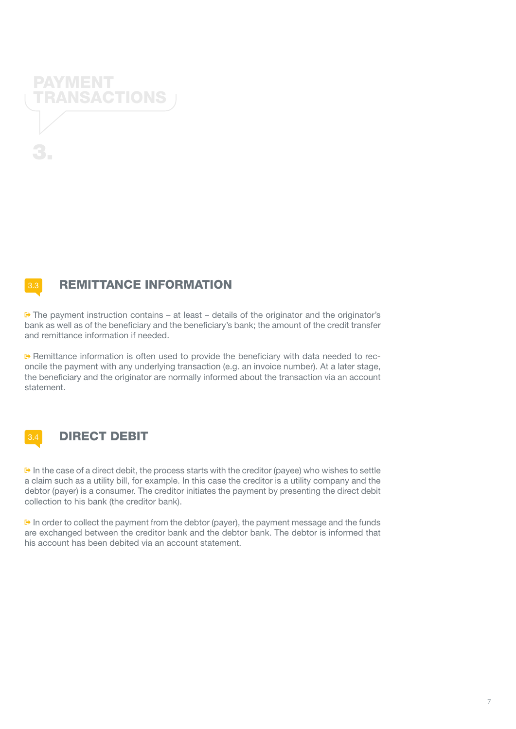# PAYMENT TRANSACTIONS

# 3.

## 3.3 REMITTANCE INFORMATION

➡ The payment instruction contains – at least – details of the originator and the originator's bank as well as of the beneficiary and the beneficiary's bank; the amount of the credit transfer and remittance information if needed.

➡ Remittance information is often used to provide the beneficiary with data needed to reconcile the payment with any underlying transaction (e.g. an invoice number). At a later stage, the beneficiary and the originator are normally informed about the transaction via an account statement.

## 3.4 DIRECT DEBIT

➡ In the case of a direct debit, the process starts with the creditor (payee) who wishes to settle a claim such as a utility bill, for example. In this case the creditor is a utility company and the debtor (payer) is a consumer. The creditor initiates the payment by presenting the direct debit collection to his bank (the creditor bank).

➡ In order to collect the payment from the debtor (payer), the payment message and the funds are exchanged between the creditor bank and the debtor bank. The debtor is informed that his account has been debited via an account statement.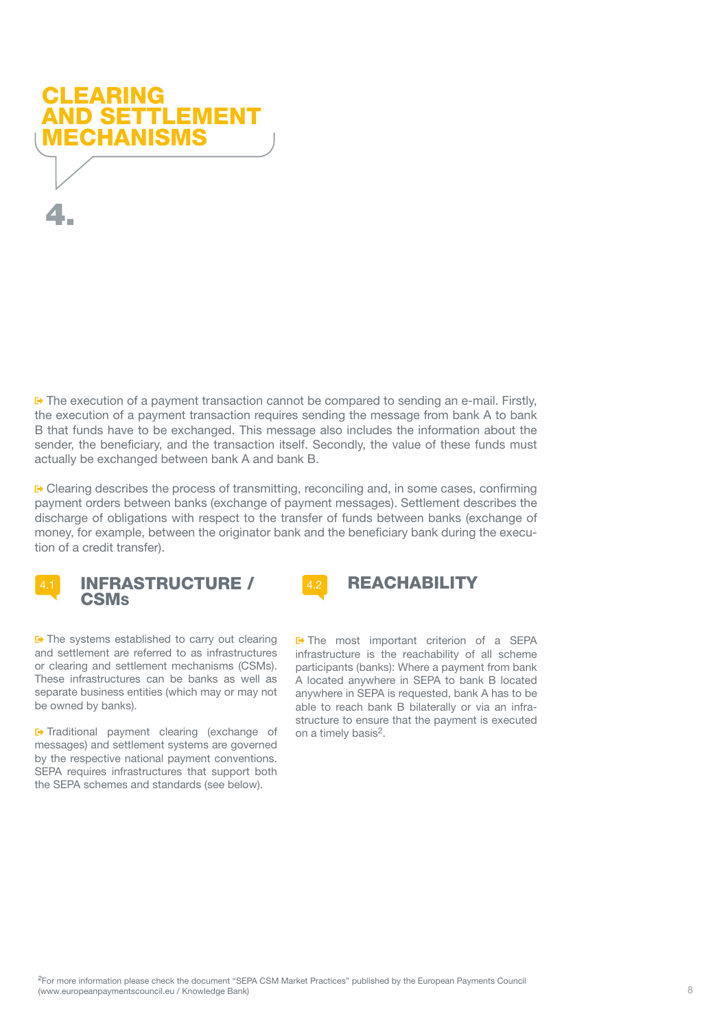# CLEARING AND SETTLEMENT MECHANISMS

# 4.

The execution of a payment transaction cannot be compared to sending an e-mail. Firstly, the execution of a payment transaction requires sending the message from bank A to bank B that funds have to be exchanged. This message also includes the information about the sender, the beneficiary, and the transaction itself. Secondly, the value of these funds must actually be exchanged between bank A and bank B.

Clearing describes the process of transmitting, reconciling and, in some cases, confirming payment orders between banks (exchange of payment messages). Settlement describes the discharge of obligations with respect to the transfer of funds between banks (exchange of money, for example, between the originator bank and the beneficiary bank during the execution of a credit transfer).

## 4.1 INFRASTRUCTURE / CSMs

The systems established to carry out clearing and settlement are referred to as infrastructures or clearing and settlement mechanisms (CSMs). These infrastructures can be banks as well as separate business entities (which may or may not be owned by banks).

Traditional payment clearing (exchange of messages) and settlement systems are governed by the respective national payment conventions. SEPA requires infrastructures that support both the SEPA schemes and standards (see below).

## 4.2 REACHABILITY

The most important criterion of a SEPA infrastructure is the reachability of all scheme participants (banks): Where a payment from bank A located anywhere in SEPA to bank B located anywhere in SEPA is requested, bank A has to be able to reach bank B bilaterally or via an infrastructure to ensure that the payment is executed on a timely basis[2].

[2] For more information please check the document "SEPA CSM Market Practices" published by the European Payments Council (www.europeanpaymentscouncil.eu / Knowledge Bank)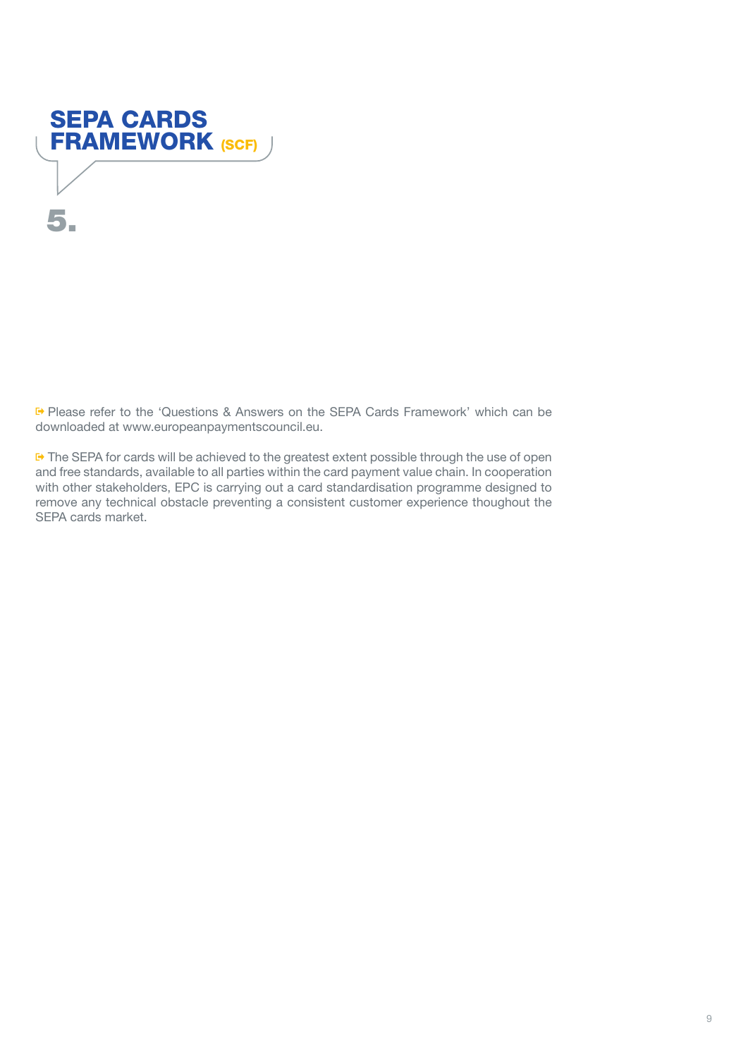# SEPA CARDS FRAMEWORK (SCF)

# 5.

➪ Please refer to the 'Questions & Answers on the SEPA Cards Framework' which can be downloaded at www.europeanpaymentscouncil.eu.

➪ The SEPA for cards will be achieved to the greatest extent possible through the use of open and free standards, available to all parties within the card payment value chain. In cooperation with other stakeholders, EPC is carrying out a card standardisation programme designed to remove any technical obstacle preventing a consistent customer experience thoughout the SEPA cards market.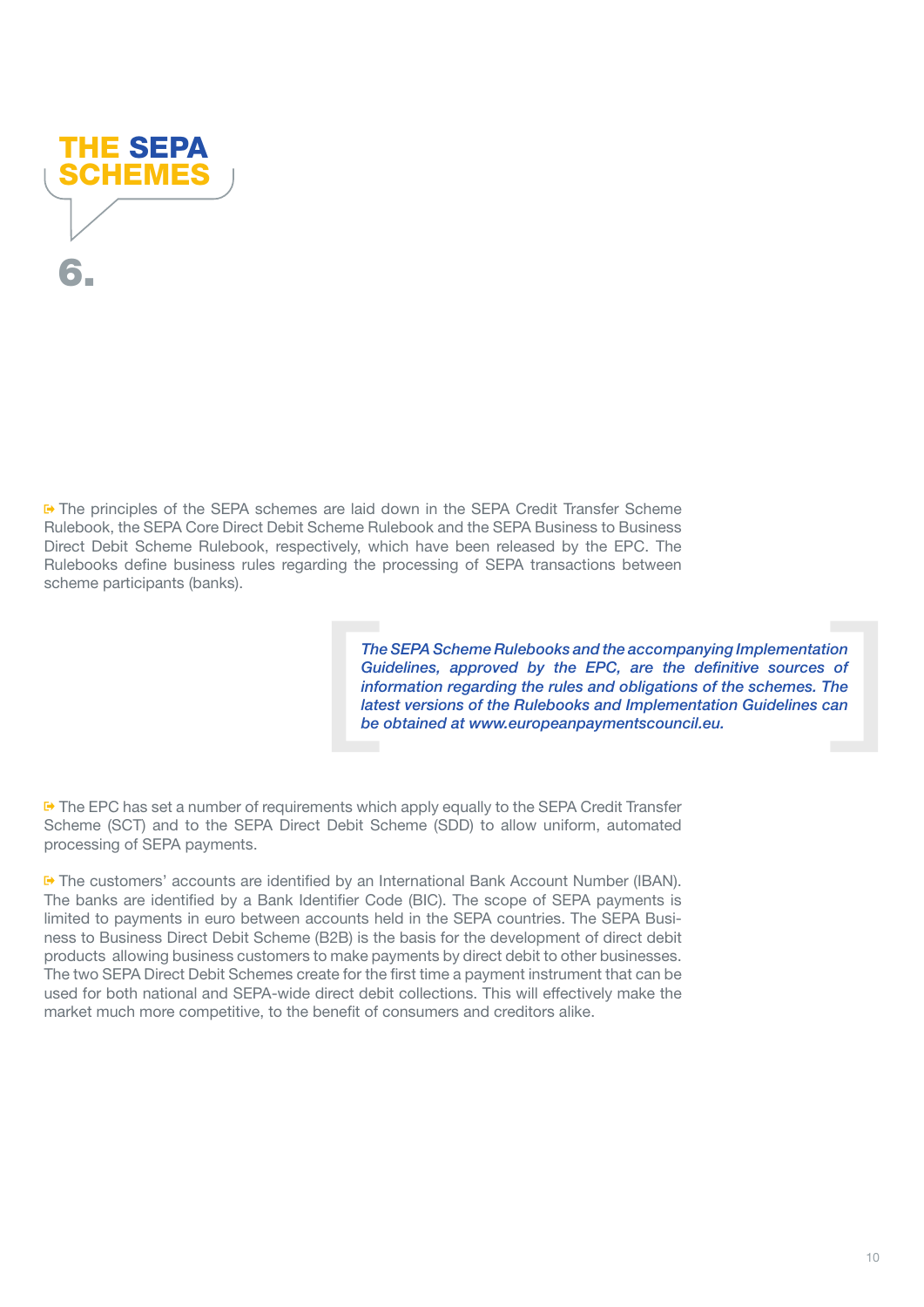# 6. THE SEPA SCHEMES

The principles of the SEPA schemes are laid down in the SEPA Credit Transfer Scheme Rulebook, the SEPA Core Direct Debit Scheme Rulebook and the SEPA Business to Business Direct Debit Scheme Rulebook, respectively, which have been released by the EPC. The Rulebooks define business rules regarding the processing of SEPA transactions between scheme participants (banks).

> ***The SEPA Scheme Rulebooks and the accompanying Implementation Guidelines, approved by the EPC, are the definitive sources of information regarding the rules and obligations of the schemes. The latest versions of the Rulebooks and Implementation Guidelines can be obtained at www.europeanpaymentscouncil.eu.***

The EPC has set a number of requirements which apply equally to the SEPA Credit Transfer Scheme (SCT) and to the SEPA Direct Debit Scheme (SDD) to allow uniform, automated processing of SEPA payments.

The customers' accounts are identified by an International Bank Account Number (IBAN). The banks are identified by a Bank Identifier Code (BIC). The scope of SEPA payments is limited to payments in euro between accounts held in the SEPA countries. The SEPA Business to Business Direct Debit Scheme (B2B) is the basis for the development of direct debit products allowing business customers to make payments by direct debit to other businesses. The two SEPA Direct Debit Schemes create for the first time a payment instrument that can be used for both national and SEPA-wide direct debit collections. This will effectively make the market much more competitive, to the benefit of consumers and creditors alike.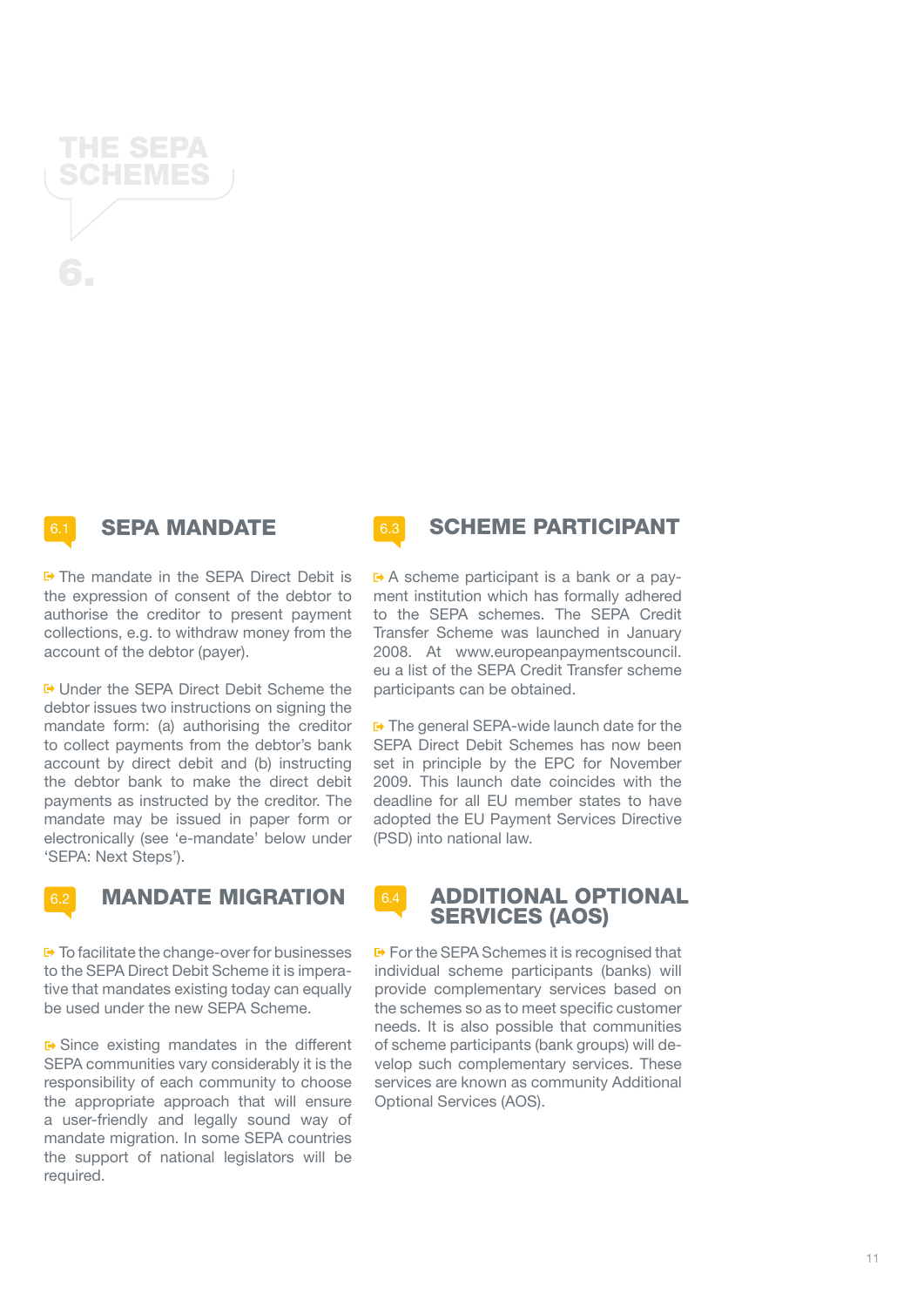# THE SEPA SCHEMES

# 6.

## 6.1 SEPA MANDATE

The mandate in the SEPA Direct Debit is the expression of consent of the debtor to authorise the creditor to present payment collections, e.g. to withdraw money from the account of the debtor (payer).

Under the SEPA Direct Debit Scheme the debtor issues two instructions on signing the mandate form: (a) authorising the creditor to collect payments from the debtor's bank account by direct debit and (b) instructing the debtor bank to make the direct debit payments as instructed by the creditor. The mandate may be issued in paper form or electronically (see 'e-mandate' below under 'SEPA: Next Steps').

## 6.2 MANDATE MIGRATION

To facilitate the change-over for businesses to the SEPA Direct Debit Scheme it is imperative that mandates existing today can equally be used under the new SEPA Scheme.

Since existing mandates in the different SEPA communities vary considerably it is the responsibility of each community to choose the appropriate approach that will ensure a user-friendly and legally sound way of mandate migration. In some SEPA countries the support of national legislators will be required.

## 6.3 SCHEME PARTICIPANT

A scheme participant is a bank or a payment institution which has formally adhered to the SEPA schemes. The SEPA Credit Transfer Scheme was launched in January 2008. At www.europeanpaymentscouncil.eu a list of the SEPA Credit Transfer scheme participants can be obtained.

The general SEPA-wide launch date for the SEPA Direct Debit Schemes has now been set in principle by the EPC for November 2009. This launch date coincides with the deadline for all EU member states to have adopted the EU Payment Services Directive (PSD) into national law.

## 6.4 ADDITIONAL OPTIONAL SERVICES (AOS)

For the SEPA Schemes it is recognised that individual scheme participants (banks) will provide complementary services based on the schemes so as to meet specific customer needs. It is also possible that communities of scheme participants (bank groups) will develop such complementary services. These services are known as community Additional Optional Services (AOS).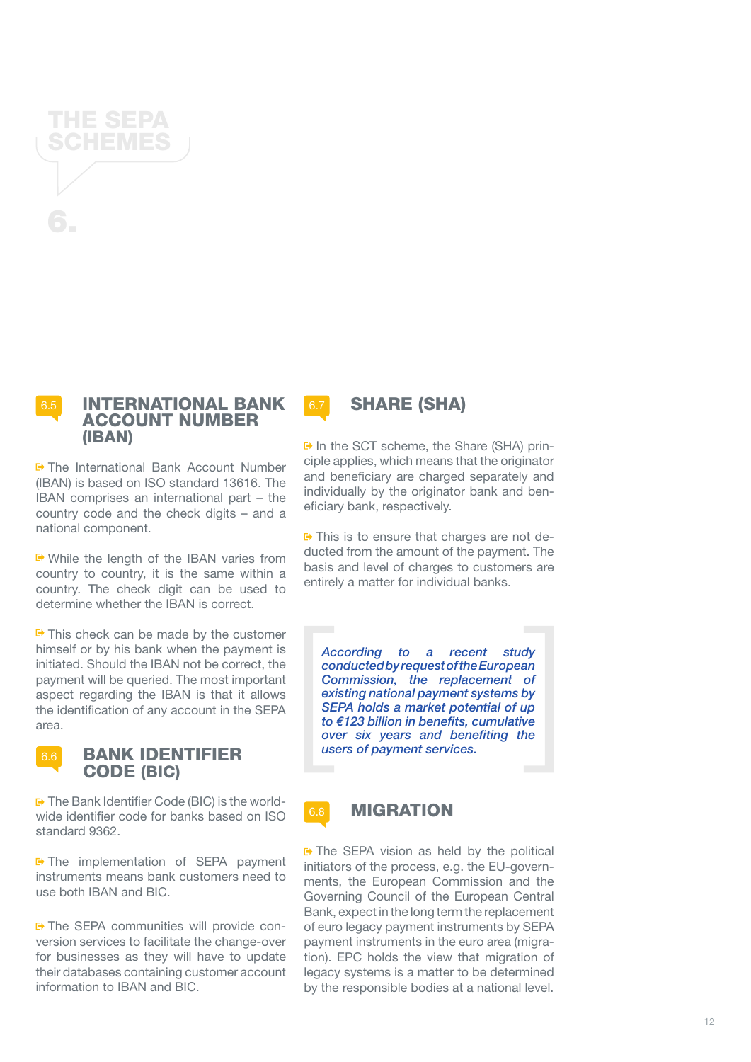# THE SEPA SCHEMES

# 6.

## 6.5 INTERNATIONAL BANK ACCOUNT NUMBER (IBAN)

The International Bank Account Number (IBAN) is based on ISO standard 13616. The IBAN comprises an international part – the country code and the check digits – and a national component.

While the length of the IBAN varies from country to country, it is the same within a country. The check digit can be used to determine whether the IBAN is correct.

This check can be made by the customer himself or by his bank when the payment is initiated. Should the IBAN not be correct, the payment will be queried. The most important aspect regarding the IBAN is that it allows the identification of any account in the SEPA area.

## 6.6 BANK IDENTIFIER CODE (BIC)

The Bank Identifier Code (BIC) is the worldwide identifier code for banks based on ISO standard 9362.

The implementation of SEPA payment instruments means bank customers need to use both IBAN and BIC.

The SEPA communities will provide conversion services to facilitate the change-over for businesses as they will have to update their databases containing customer account information to IBAN and BIC.

## 6.7 SHARE (SHA)

In the SCT scheme, the Share (SHA) principle applies, which means that the originator and beneficiary are charged separately and individually by the originator bank and beneficiary bank, respectively.

This is to ensure that charges are not deducted from the amount of the payment. The basis and level of charges to customers are entirely a matter for individual banks.

***According to a recent study conducted by request of the European Commission, the replacement of existing national payment systems by SEPA holds a market potential of up to €123 billion in benefits, cumulative over six years and benefiting the users of payment services.***

## 6.8 MIGRATION

The SEPA vision as held by the political initiators of the process, e.g. the EU-governments, the European Commission and the Governing Council of the European Central Bank, expect in the long term the replacement of euro legacy payment instruments by SEPA payment instruments in the euro area (migration). EPC holds the view that migration of legacy systems is a matter to be determined by the responsible bodies at a national level.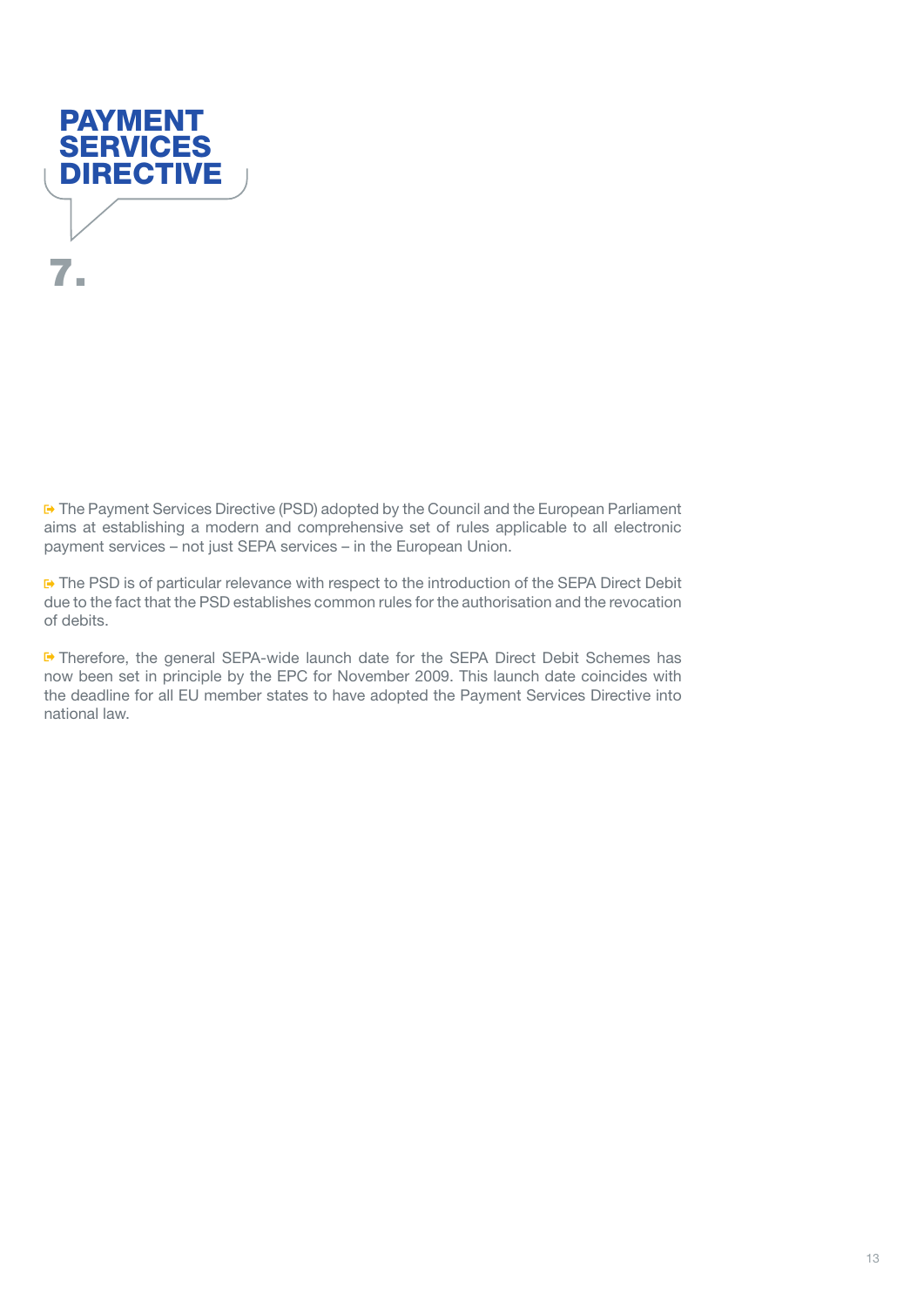# PAYMENT SERVICES DIRECTIVE

# 7.

➪ The Payment Services Directive (PSD) adopted by the Council and the European Parliament aims at establishing a modern and comprehensive set of rules applicable to all electronic payment services – not just SEPA services – in the European Union.

➪ The PSD is of particular relevance with respect to the introduction of the SEPA Direct Debit due to the fact that the PSD establishes common rules for the authorisation and the revocation of debits.

➪ Therefore, the general SEPA-wide launch date for the SEPA Direct Debit Schemes has now been set in principle by the EPC for November 2009. This launch date coincides with the deadline for all EU member states to have adopted the Payment Services Directive into national law.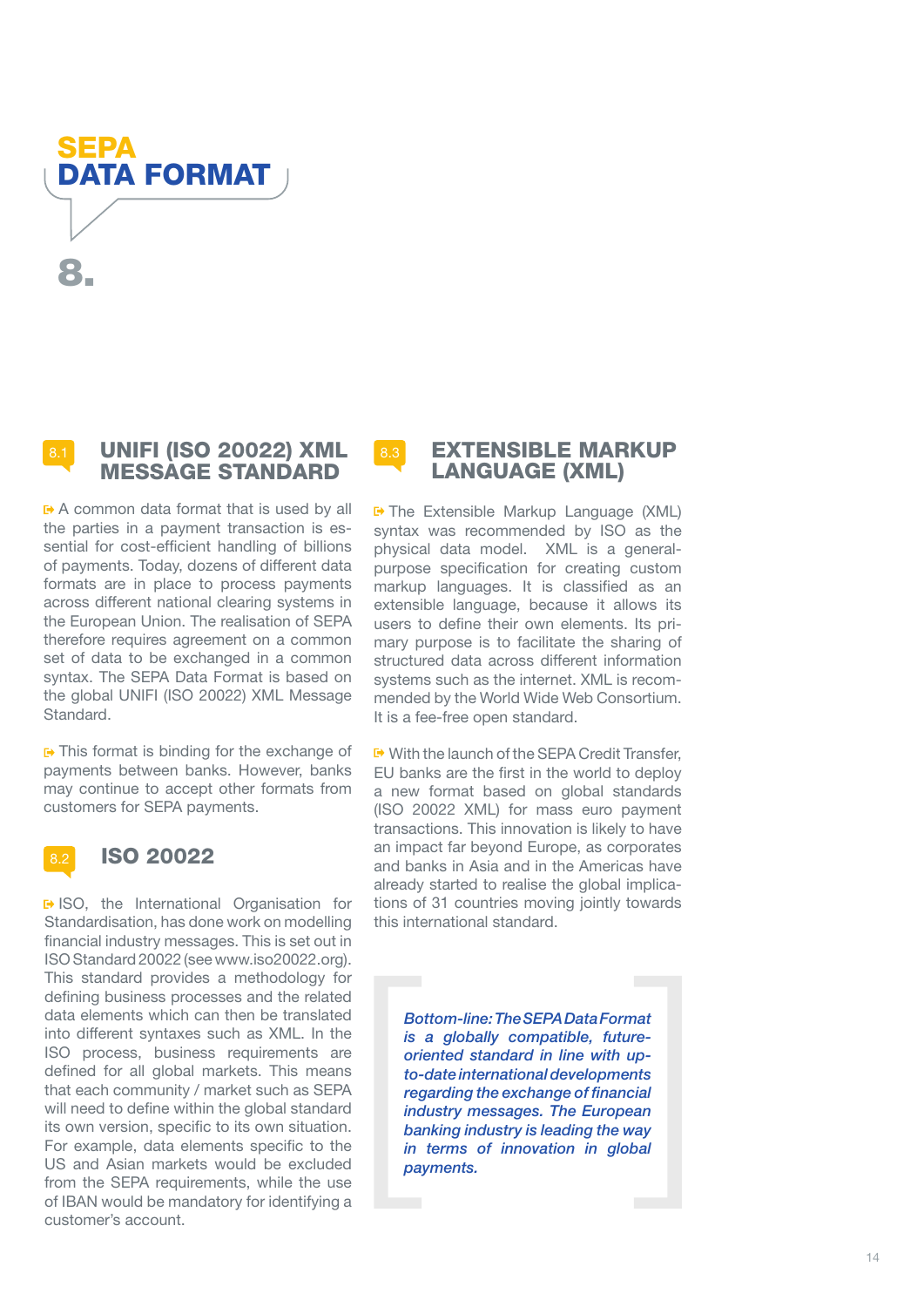# SEPA DATA FORMAT

# 8.

## 8.1 UNIFI (ISO 20022) XML MESSAGE STANDARD

A common data format that is used by all the parties in a payment transaction is essential for cost-efficient handling of billions of payments. Today, dozens of different data formats are in place to process payments across different national clearing systems in the European Union. The realisation of SEPA therefore requires agreement on a common set of data to be exchanged in a common syntax. The SEPA Data Format is based on the global UNIFI (ISO 20022) XML Message Standard.

This format is binding for the exchange of payments between banks. However, banks may continue to accept other formats from customers for SEPA payments.

## 8.2 ISO 20022

ISO, the International Organisation for Standardisation, has done work on modelling financial industry messages. This is set out in ISO Standard 20022 (see www.iso20022.org). This standard provides a methodology for defining business processes and the related data elements which can then be translated into different syntaxes such as XML. In the ISO process, business requirements are defined for all global markets. This means that each community / market such as SEPA will need to define within the global standard its own version, specific to its own situation. For example, data elements specific to the US and Asian markets would be excluded from the SEPA requirements, while the use of IBAN would be mandatory for identifying a customer's account.

## 8.3 EXTENSIBLE MARKUP LANGUAGE (XML)

The Extensible Markup Language (XML) syntax was recommended by ISO as the physical data model. XML is a general-purpose specification for creating custom markup languages. It is classified as an extensible language, because it allows its users to define their own elements. Its primary purpose is to facilitate the sharing of structured data across different information systems such as the internet. XML is recommended by the World Wide Web Consortium. It is a fee-free open standard.

With the launch of the SEPA Credit Transfer, EU banks are the first in the world to deploy a new format based on global standards (ISO 20022 XML) for mass euro payment transactions. This innovation is likely to have an impact far beyond Europe, as corporates and banks in Asia and in the Americas have already started to realise the global implications of 31 countries moving jointly towards this international standard.

*Bottom-line: The SEPA Data Format is a globally compatible, future-oriented standard in line with up-to-date international developments regarding the exchange of financial industry messages. The European banking industry is leading the way in terms of innovation in global payments.*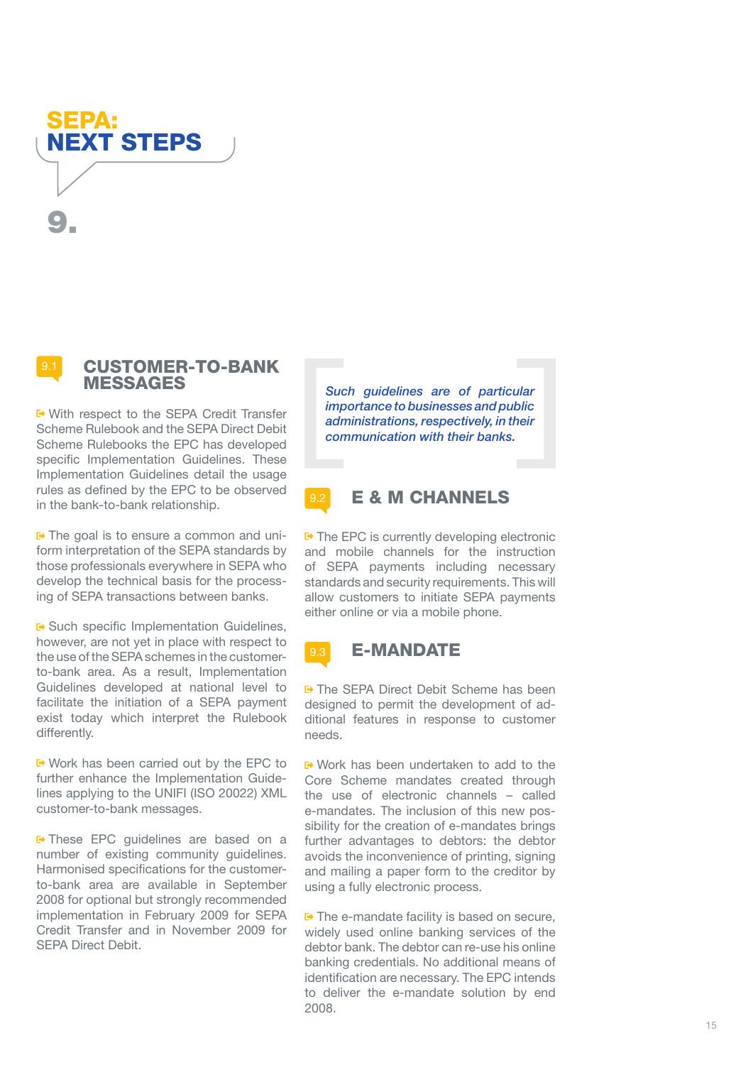# SEPA: NEXT STEPS

# 9.

## 9.1 CUSTOMER-TO-BANK MESSAGES

With respect to the SEPA Credit Transfer Scheme Rulebook and the SEPA Direct Debit Scheme Rulebooks the EPC has developed specific Implementation Guidelines. These Implementation Guidelines detail the usage rules as defined by the EPC to be observed in the bank-to-bank relationship.

The goal is to ensure a common and uniform interpretation of the SEPA standards by those professionals everywhere in SEPA who develop the technical basis for the processing of SEPA transactions between banks.

Such specific Implementation Guidelines, however, are not yet in place with respect to the use of the SEPA schemes in the customer-to-bank area. As a result, Implementation Guidelines developed at national level to facilitate the initiation of a SEPA payment exist today which interpret the Rulebook differently.

Work has been carried out by the EPC to further enhance the Implementation Guidelines applying to the UNIFI (ISO 20022) XML customer-to-bank messages.

These EPC guidelines are based on a number of existing community guidelines. Harmonised specifications for the customer-to-bank area are available in September 2008 for optional but strongly recommended implementation in February 2009 for SEPA Credit Transfer and in November 2009 for SEPA Direct Debit.

> *Such guidelines are of particular importance to businesses and public administrations, respectively, in their communication with their banks.*

## 9.2 E & M CHANNELS

The EPC is currently developing electronic and mobile channels for the instruction of SEPA payments including necessary standards and security requirements. This will allow customers to initiate SEPA payments either online or via a mobile phone.

## 9.3 E-MANDATE

The SEPA Direct Debit Scheme has been designed to permit the development of additional features in response to customer needs.

Work has been undertaken to add to the Core Scheme mandates created through the use of electronic channels – called e-mandates. The inclusion of this new possibility for the creation of e-mandates brings further advantages to debtors: the debtor avoids the inconvenience of printing, signing and mailing a paper form to the creditor by using a fully electronic process.

The e-mandate facility is based on secure, widely used online banking services of the debtor bank. The debtor can re-use his online banking credentials. No additional means of identification are necessary. The EPC intends to deliver the e-mandate solution by end 2008.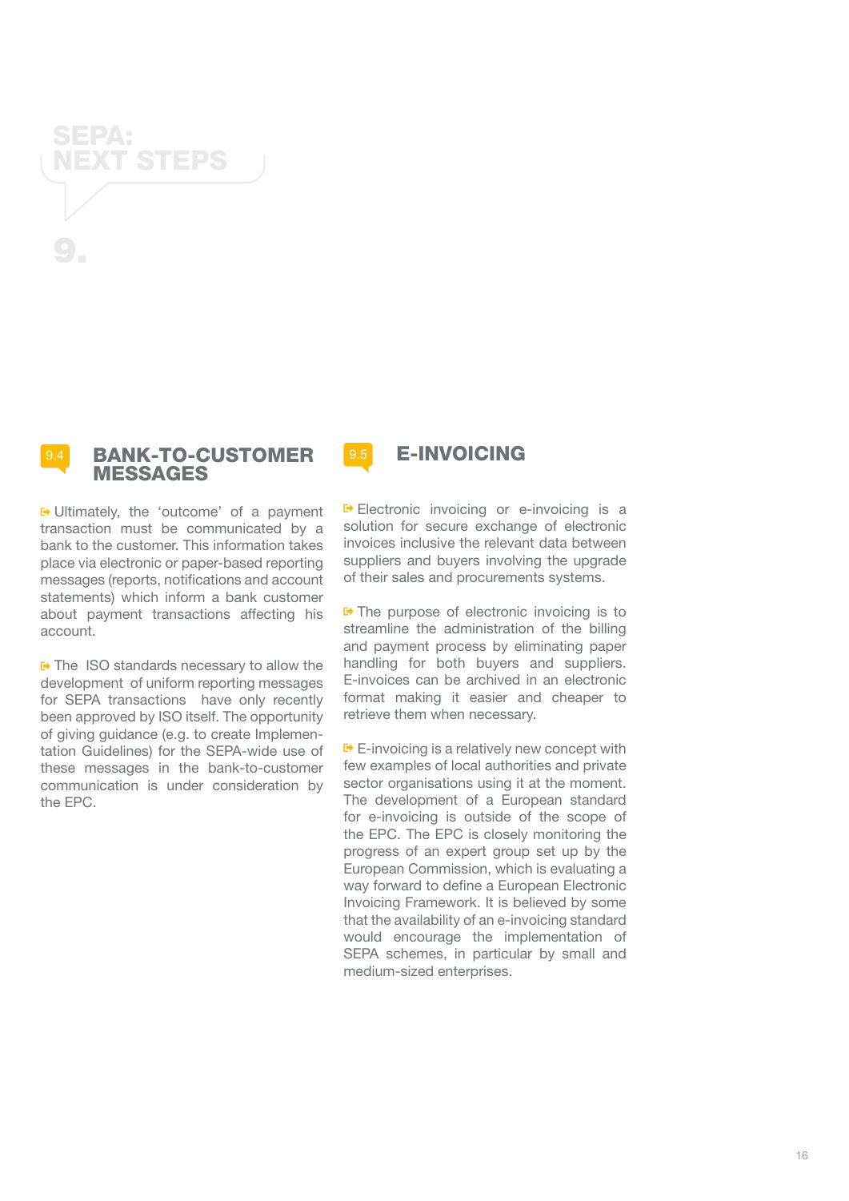# SEPA: NEXT STEPS

# 9.

## 9.4 BANK-TO-CUSTOMER MESSAGES

Ultimately, the 'outcome' of a payment transaction must be communicated by a bank to the customer. This information takes place via electronic or paper-based reporting messages (reports, notifications and account statements) which inform a bank customer about payment transactions affecting his account.

The ISO standards necessary to allow the development of uniform reporting messages for SEPA transactions have only recently been approved by ISO itself. The opportunity of giving guidance (e.g. to create Implementation Guidelines) for the SEPA-wide use of these messages in the bank-to-customer communication is under consideration by the EPC.

## 9.5 E-INVOICING

Electronic invoicing or e-invoicing is a solution for secure exchange of electronic invoices inclusive the relevant data between suppliers and buyers involving the upgrade of their sales and procurements systems.

The purpose of electronic invoicing is to streamline the administration of the billing and payment process by eliminating paper handling for both buyers and suppliers. E-invoices can be archived in an electronic format making it easier and cheaper to retrieve them when necessary.

E-invoicing is a relatively new concept with few examples of local authorities and private sector organisations using it at the moment. The development of a European standard for e-invoicing is outside of the scope of the EPC. The EPC is closely monitoring the progress of an expert group set up by the European Commission, which is evaluating a way forward to define a European Electronic Invoicing Framework. It is believed by some that the availability of an e-invoicing standard would encourage the implementation of SEPA schemes, in particular by small and medium-sized enterprises.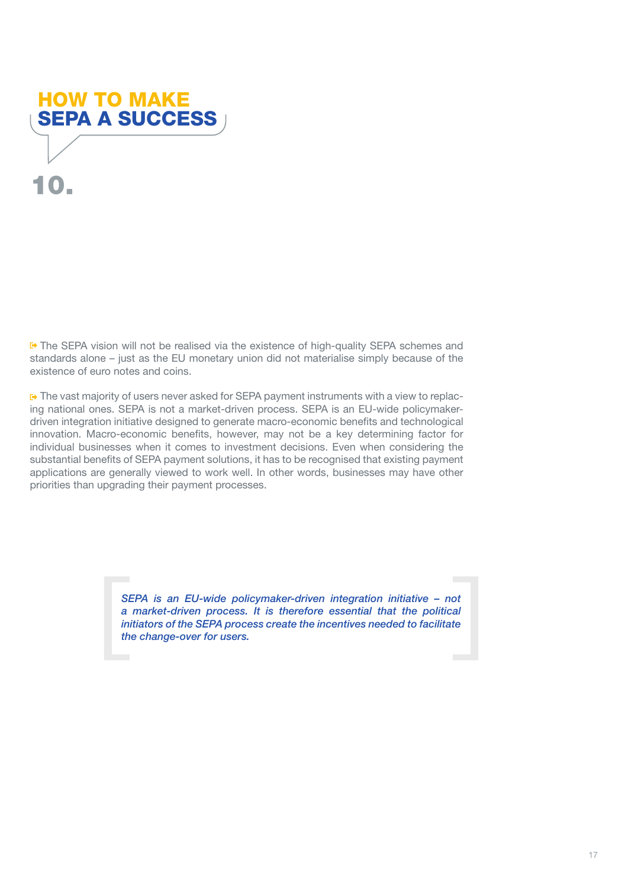# HOW TO MAKE SEPA A SUCCESS

# 10.

The SEPA vision will not be realised via the existence of high-quality SEPA schemes and standards alone – just as the EU monetary union did not materialise simply because of the existence of euro notes and coins.

The vast majority of users never asked for SEPA payment instruments with a view to replacing national ones. SEPA is not a market-driven process. SEPA is an EU-wide policymaker-driven integration initiative designed to generate macro-economic benefits and technological innovation. Macro-economic benefits, however, may not be a key determining factor for individual businesses when it comes to investment decisions. Even when considering the substantial benefits of SEPA payment solutions, it has to be recognised that existing payment applications are generally viewed to work well. In other words, businesses may have other priorities than upgrading their payment processes.

> *SEPA is an EU-wide policymaker-driven integration initiative – not a market-driven process. It is therefore essential that the political initiators of the SEPA process create the incentives needed to facilitate the change-over for users.*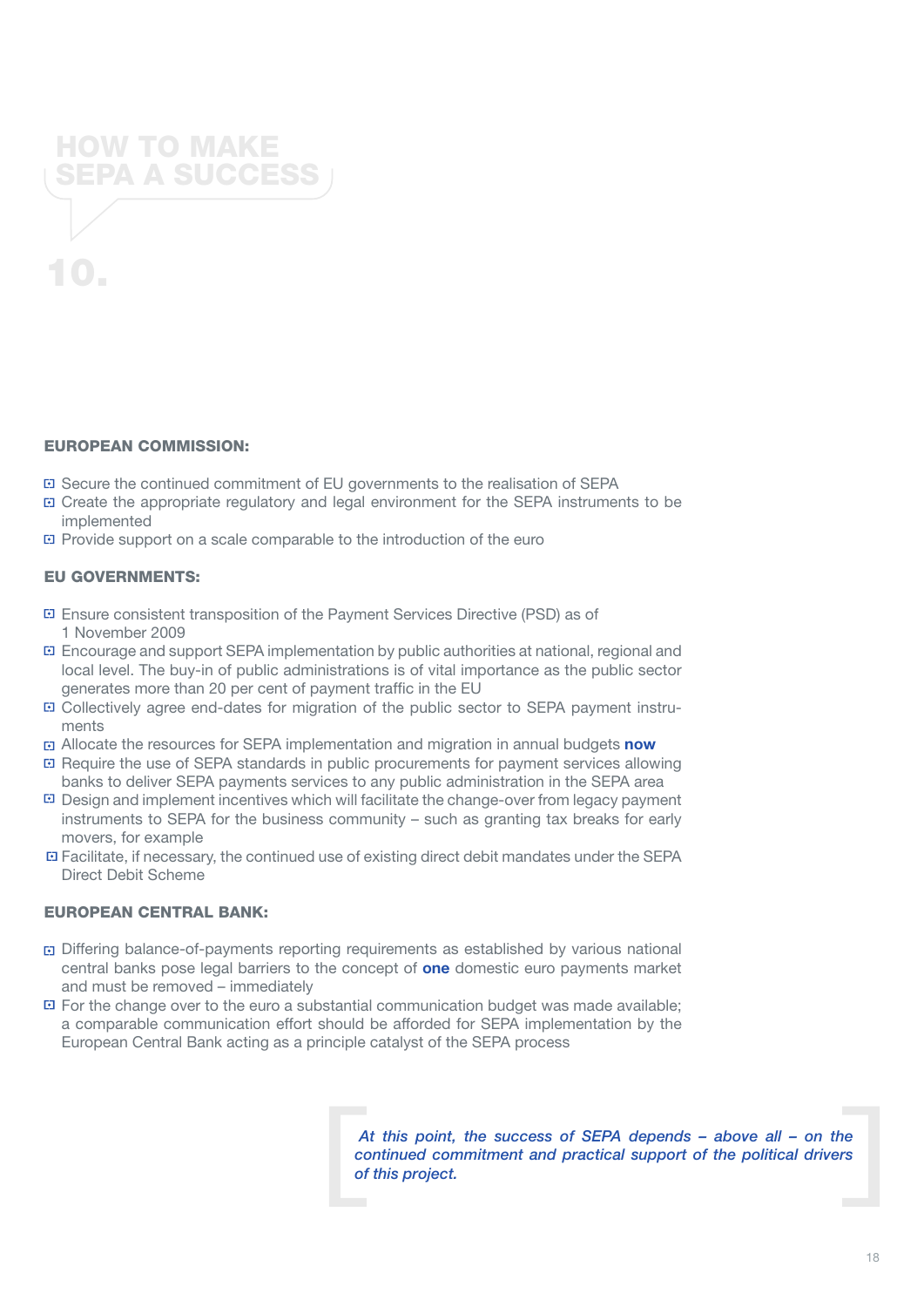# HOW TO MAKE SEPA A SUCCESS

# 10.

**EUROPEAN COMMISSION:**

- Secure the continued commitment of EU governments to the realisation of SEPA
- Create the appropriate regulatory and legal environment for the SEPA instruments to be implemented
- Provide support on a scale comparable to the introduction of the euro

**EU GOVERNMENTS:**

- Ensure consistent transposition of the Payment Services Directive (PSD) as of 1 November 2009
- Encourage and support SEPA implementation by public authorities at national, regional and local level. The buy-in of public administrations is of vital importance as the public sector generates more than 20 per cent of payment traffic in the EU
- Collectively agree end-dates for migration of the public sector to SEPA payment instruments
- Allocate the resources for SEPA implementation and migration in annual budgets **now**
- Require the use of SEPA standards in public procurements for payment services allowing banks to deliver SEPA payments services to any public administration in the SEPA area
- Design and implement incentives which will facilitate the change-over from legacy payment instruments to SEPA for the business community – such as granting tax breaks for early movers, for example
- Facilitate, if necessary, the continued use of existing direct debit mandates under the SEPA Direct Debit Scheme

**EUROPEAN CENTRAL BANK:**

- Differing balance-of-payments reporting requirements as established by various national central banks pose legal barriers to the concept of **one** domestic euro payments market and must be removed – immediately
- For the change over to the euro a substantial communication budget was made available; a comparable communication effort should be afforded for SEPA implementation by the European Central Bank acting as a principle catalyst of the SEPA process

> ***At this point, the success of SEPA depends – above all – on the continued commitment and practical support of the political drivers of this project.***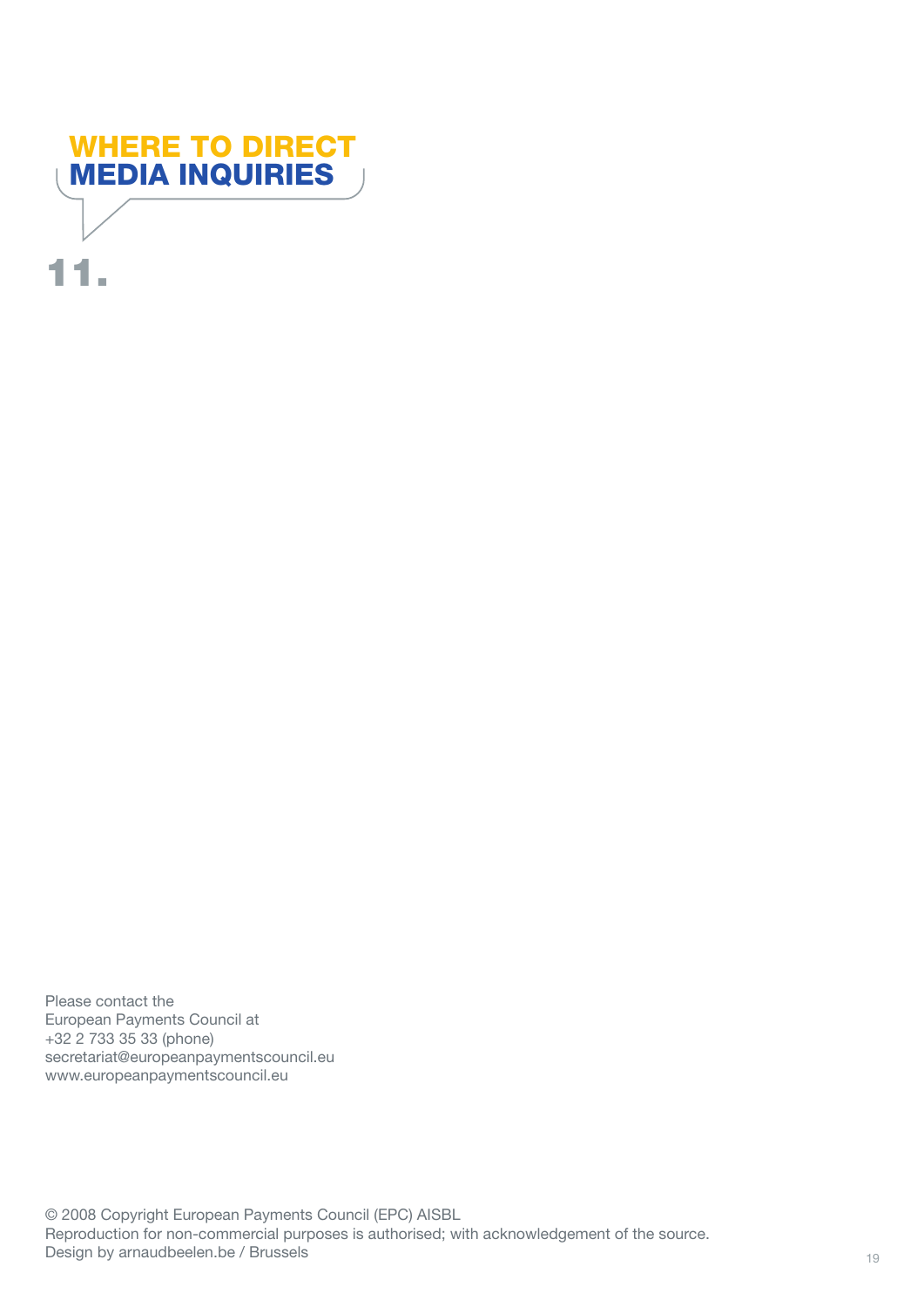# WHERE TO DIRECT MEDIA INQUIRIES

**11.**

Please contact the
European Payments Council at
+32 2 733 35 33 (phone)
secretariat@europeanpaymentscouncil.eu
www.europeanpaymentscouncil.eu

© 2008 Copyright European Payments Council (EPC) AISBL
Reproduction for non-commercial purposes is authorised; with acknowledgement of the source.
Design by arnaudbeelen.be / Brussels